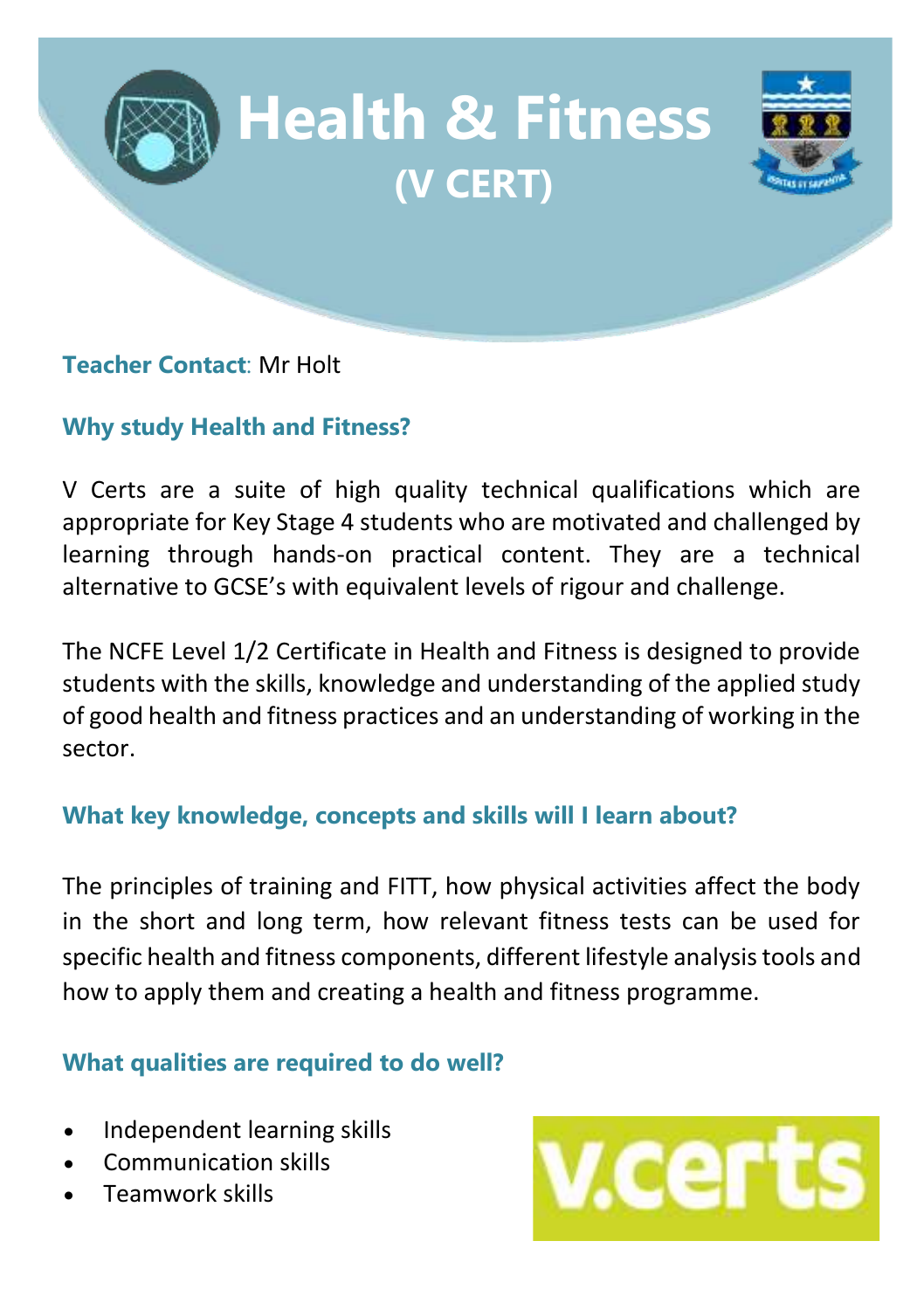# Health & Fitness
## (V CERT)

**Teacher Contact**: Mr Holt

### Why study Health and Fitness?

V Certs are a suite of high quality technical qualifications which are appropriate for Key Stage 4 students who are motivated and challenged by learning through hands-on practical content. They are a technical alternative to GCSE's with equivalent levels of rigour and challenge.

The NCFE Level 1/2 Certificate in Health and Fitness is designed to provide students with the skills, knowledge and understanding of the applied study of good health and fitness practices and an understanding of working in the sector.

### What key knowledge, concepts and skills will I learn about?

The principles of training and FITT, how physical activities affect the body in the short and long term, how relevant fitness tests can be used for specific health and fitness components, different lifestyle analysis tools and how to apply them and creating a health and fitness programme.

### What qualities are required to do well?

- Independent learning skills
- Communication skills
- Teamwork skills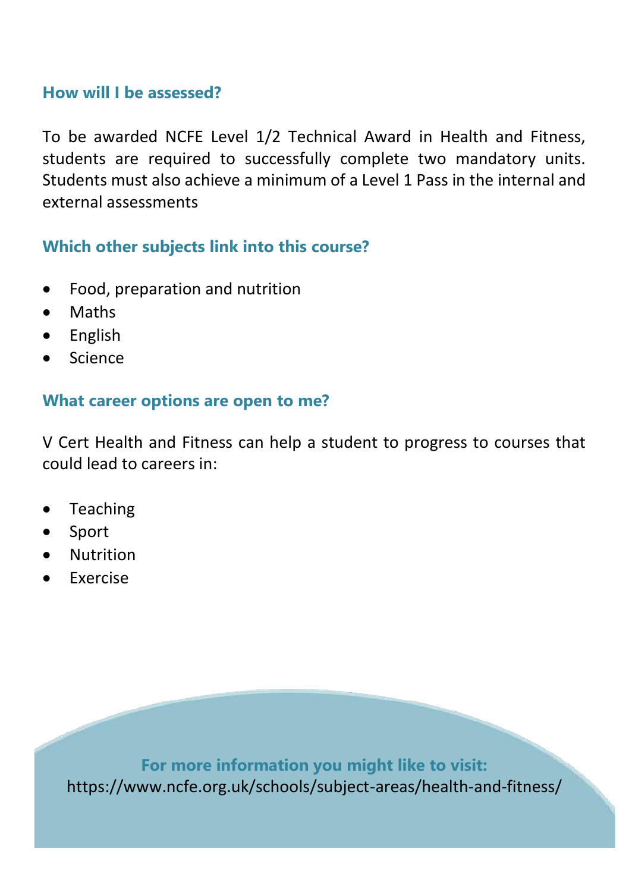## How will I be assessed?

To be awarded NCFE Level 1/2 Technical Award in Health and Fitness, students are required to successfully complete two mandatory units. Students must also achieve a minimum of a Level 1 Pass in the internal and external assessments

## Which other subjects link into this course?

- Food, preparation and nutrition
- Maths
- English
- Science

## What career options are open to me?

V Cert Health and Fitness can help a student to progress to courses that could lead to careers in:

- Teaching
- Sport
- Nutrition
- Exercise

**For more information you might like to visit:**
https://www.ncfe.org.uk/schools/subject-areas/health-and-fitness/